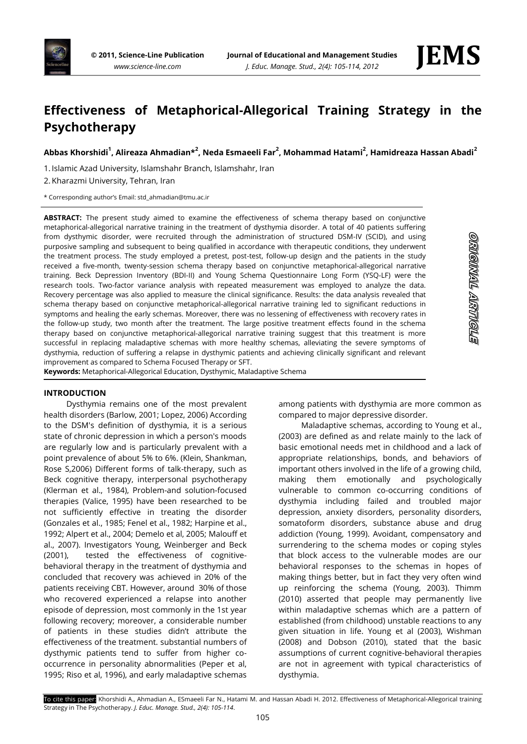# Effectiveness of Metaphorical-Allegorical Training Strategy in the Psychotherapy

**Abbas Khorshidi[1], Alireaza Ahmadian*[2], Neda Esmaeeli Far[2], Mohammad Hatami[2], Hamidreaza Hassan Abadi[2]**

1. Islamic Azad University, Islamshahr Branch, Islamshahr, Iran
2. Kharazmi University, Tehran, Iran

\* Corresponding author's Email: std_ahmadian@tmu.ac.ir

**ABSTRACT:** The present study aimed to examine the effectiveness of schema therapy based on conjunctive metaphorical-allegorical narrative training in the treatment of dysthymia disorder. A total of 40 patients suffering from dysthymic disorder, were recruited through the administration of structured DSM-IV (SCID), and using purposive sampling and subsequent to being qualified in accordance with therapeutic conditions, they underwent the treatment process. The study employed a pretest, post-test, follow-up design and the patients in the study received a five-month, twenty-session schema therapy based on conjunctive metaphorical-allegorical narrative training. Beck Depression Inventory (BDI-II) and Young Schema Questionnaire Long Form (YSQ-LF) were the research tools. Two-factor variance analysis with repeated measurement was employed to analyze the data. Recovery percentage was also applied to measure the clinical significance. Results: the data analysis revealed that schema therapy based on conjunctive metaphorical-allegorical narrative training led to significant reductions in symptoms and healing the early schemas. Moreover, there was no lessening of effectiveness with recovery rates in the follow-up study, two month after the treatment. The large positive treatment effects found in the schema therapy based on conjunctive metaphorical-allegorical narrative training suggest that this treatment is more successful in replacing maladaptive schemas with more healthy schemas, alleviating the severe symptoms of dysthymia, reduction of suffering a relapse in dysthymic patients and achieving clinically significant and relevant improvement as compared to Schema Focused Therapy or SFT.

**Keywords:** Metaphorical-Allegorical Education, Dysthymic, Maladaptive Schema

ORIGINAL ARTICLE

## INTRODUCTION

Dysthymia remains one of the most prevalent health disorders (Barlow, 2001; Lopez, 2006) According to the DSM's definition of dysthymia, it is a serious state of chronic depression in which a person's moods are regularly low and is particularly prevalent with a point prevalence of about 5% to 6%. (Klein, Shankman, Rose S,2006) Different forms of talk-therapy, such as Beck cognitive therapy, interpersonal psychotherapy (Klerman et al., 1984), Problem-and solution-focused therapies (Valice, 1995) have been researched to be not sufficiently effective in treating the disorder (Gonzales et al., 1985; Fenel et al., 1982; Harpine et al., 1992; Alpert et al., 2004; Demelo et al, 2005; Malouff et al., 2007). Investigators Young, Weinberger and Beck (2001), tested the effectiveness of cognitive-behavioral therapy in the treatment of dysthymia and concluded that recovery was achieved in 20% of the patients receiving CBT. However, around 30% of those who recovered experienced a relapse into another episode of depression, most commonly in the 1st year following recovery; moreover, a considerable number of patients in these studies didn't attribute the effectiveness of the treatment. substantial numbers of dysthymic patients tend to suffer from higher co-occurrence in personality abnormalities (Peper et al, 1995; Riso et al, 1996), and early maladaptive schemas among patients with dysthymia are more common as compared to major depressive disorder.

Maladaptive schemas, according to Young et al., (2003) are defined as and relate mainly to the lack of basic emotional needs met in childhood and a lack of appropriate relationships, bonds, and behaviors of important others involved in the life of a growing child, making them emotionally and psychologically vulnerable to common co-occurring conditions of dysthymia including failed and troubled major depression, anxiety disorders, personality disorders, somatoform disorders, substance abuse and drug addiction (Young, 1999). Avoidant, compensatory and surrendering to the schema modes or coping styles that block access to the vulnerable modes are our behavioral responses to the schemas in hopes of making things better, but in fact they very often wind up reinforcing the schema (Young, 2003). Thimm (2010) asserted that people may permanently live within maladaptive schemas which are a pattern of established (from childhood) unstable reactions to any given situation in life. Young et al (2003), Wishman (2008) and Dobson (2010), stated that the basic assumptions of current cognitive-behavioral therapies are not in agreement with typical characteristics of dysthymia.

To cite this paper: Khorshidi A., Ahmadian A., ESmaeeli Far N., Hatami M. and Hassan Abadi H. 2012. Effectiveness of Metaphorical-Allegorical training Strategy in The Psychotherapy. *J. Educ. Manage. Stud., 2(4): 105-114*.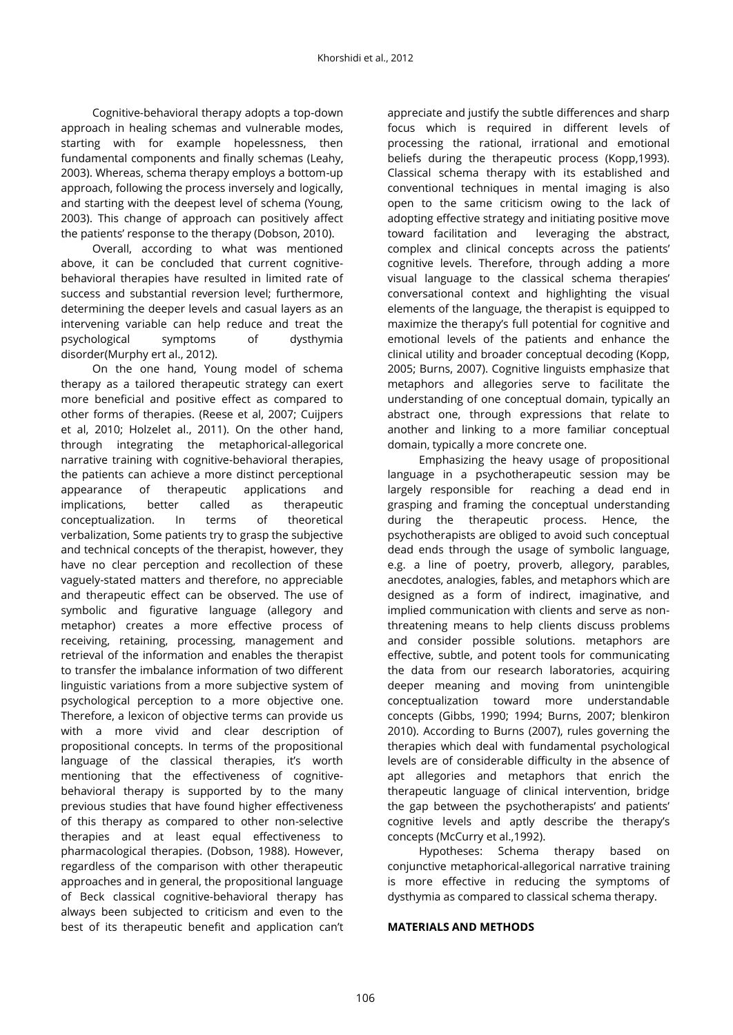Cognitive-behavioral therapy adopts a top-down approach in healing schemas and vulnerable modes, starting with for example hopelessness, then fundamental components and finally schemas (Leahy, 2003). Whereas, schema therapy employs a bottom-up approach, following the process inversely and logically, and starting with the deepest level of schema (Young, 2003). This change of approach can positively affect the patients' response to the therapy (Dobson, 2010).

Overall, according to what was mentioned above, it can be concluded that current cognitive-behavioral therapies have resulted in limited rate of success and substantial reversion level; furthermore, determining the deeper levels and casual layers as an intervening variable can help reduce and treat the psychological symptoms of dysthymia disorder(Murphy ert al., 2012).

On the one hand, Young model of schema therapy as a tailored therapeutic strategy can exert more beneficial and positive effect as compared to other forms of therapies. (Reese et al, 2007; Cuijpers et al, 2010; Holzelet al., 2011). On the other hand, through integrating the metaphorical-allegorical narrative training with cognitive-behavioral therapies, the patients can achieve a more distinct perceptional appearance of therapeutic applications and implications, better called as therapeutic conceptualization. In terms of theoretical verbalization, Some patients try to grasp the subjective and technical concepts of the therapist, however, they have no clear perception and recollection of these vaguely-stated matters and therefore, no appreciable and therapeutic effect can be observed. The use of symbolic and figurative language (allegory and metaphor) creates a more effective process of receiving, retaining, processing, management and retrieval of the information and enables the therapist to transfer the imbalance information of two different linguistic variations from a more subjective system of psychological perception to a more objective one. Therefore, a lexicon of objective terms can provide us with a more vivid and clear description of propositional concepts. In terms of the propositional language of the classical therapies, it's worth mentioning that the effectiveness of cognitive-behavioral therapy is supported by to the many previous studies that have found higher effectiveness of this therapy as compared to other non-selective therapies and at least equal effectiveness to pharmacological therapies. (Dobson, 1988). However, regardless of the comparison with other therapeutic approaches and in general, the propositional language of Beck classical cognitive-behavioral therapy has always been subjected to criticism and even to the best of its therapeutic benefit and application can't appreciate and justify the subtle differences and sharp focus which is required in different levels of processing the rational, irrational and emotional beliefs during the therapeutic process (Kopp,1993). Classical schema therapy with its established and conventional techniques in mental imaging is also open to the same criticism owing to the lack of adopting effective strategy and initiating positive move toward facilitation and leveraging the abstract, complex and clinical concepts across the patients' cognitive levels. Therefore, through adding a more visual language to the classical schema therapies' conversational context and highlighting the visual elements of the language, the therapist is equipped to maximize the therapy's full potential for cognitive and emotional levels of the patients and enhance the clinical utility and broader conceptual decoding (Kopp, 2005; Burns, 2007). Cognitive linguists emphasize that metaphors and allegories serve to facilitate the understanding of one conceptual domain, typically an abstract one, through expressions that relate to another and linking to a more familiar conceptual domain, typically a more concrete one.

Emphasizing the heavy usage of propositional language in a psychotherapeutic session may be largely responsible for reaching a dead end in grasping and framing the conceptual understanding during the therapeutic process. Hence, the psychotherapists are obliged to avoid such conceptual dead ends through the usage of symbolic language, e.g. a line of poetry, proverb, allegory, parables, anecdotes, analogies, fables, and metaphors which are designed as a form of indirect, imaginative, and implied communication with clients and serve as non-threatening means to help clients discuss problems and consider possible solutions. metaphors are effective, subtle, and potent tools for communicating the data from our research laboratories, acquiring deeper meaning and moving from unintengible conceptualization toward more understandable concepts (Gibbs, 1990; 1994; Burns, 2007; blenkiron 2010). According to Burns (2007), rules governing the therapies which deal with fundamental psychological levels are of considerable difficulty in the absence of apt allegories and metaphors that enrich the therapeutic language of clinical intervention, bridge the gap between the psychotherapists' and patients' cognitive levels and aptly describe the therapy's concepts (McCurry et al.,1992).

Hypotheses: Schema therapy based on conjunctive metaphorical-allegorical narrative training is more effective in reducing the symptoms of dysthymia as compared to classical schema therapy.

## MATERIALS AND METHODS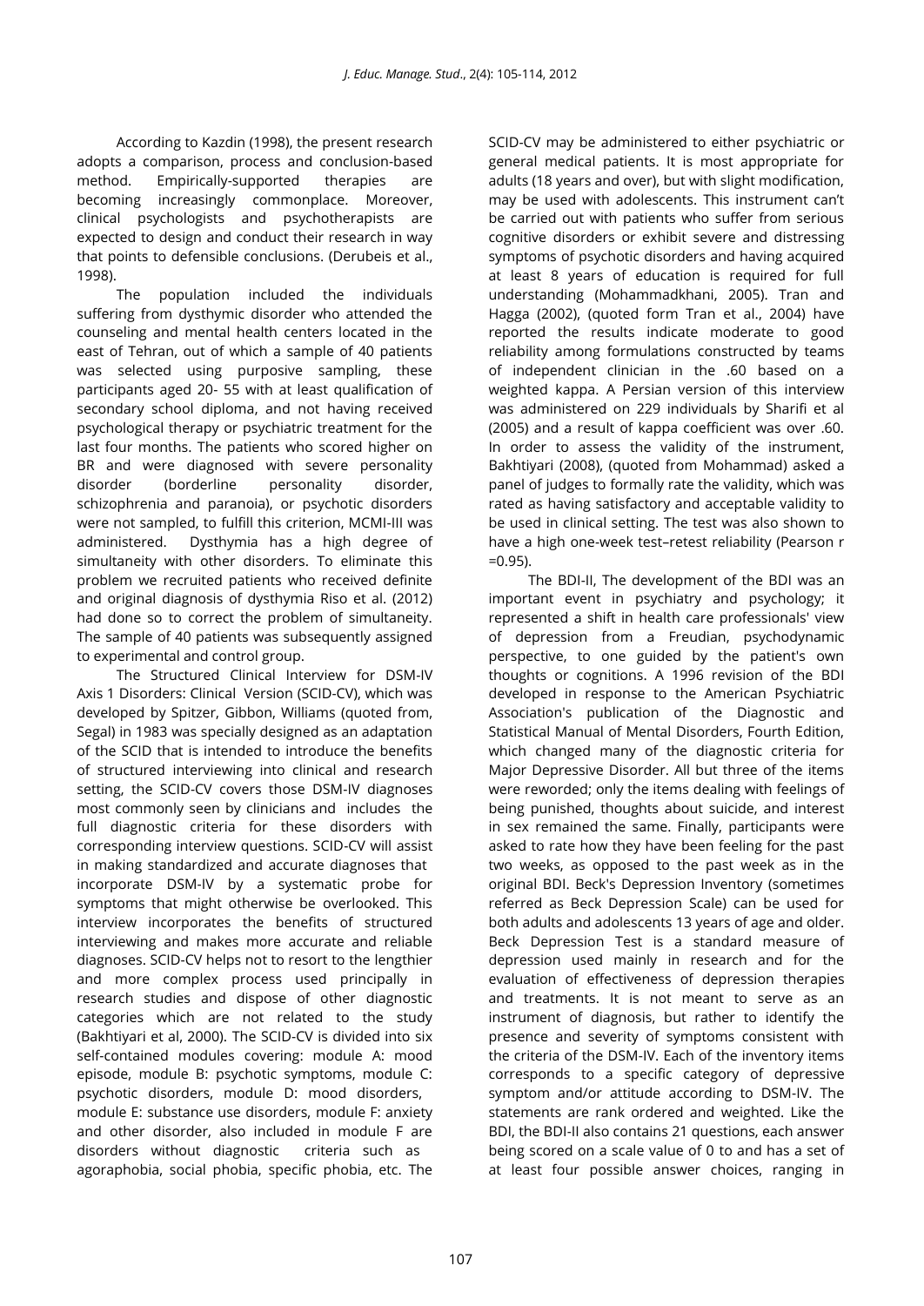According to Kazdin (1998), the present research adopts a comparison, process and conclusion-based method. Empirically-supported therapies are becoming increasingly commonplace. Moreover, clinical psychologists and psychotherapists are expected to design and conduct their research in way that points to defensible conclusions. (Derubeis et al., 1998).

The population included the individuals suffering from dysthymic disorder who attended the counseling and mental health centers located in the east of Tehran, out of which a sample of 40 patients was selected using purposive sampling, these participants aged 20- 55 with at least qualification of secondary school diploma, and not having received psychological therapy or psychiatric treatment for the last four months. The patients who scored higher on BR and were diagnosed with severe personality disorder (borderline personality disorder, schizophrenia and paranoia), or psychotic disorders were not sampled, to fulfill this criterion, MCMI-III was administered. Dysthymia has a high degree of simultaneity with other disorders. To eliminate this problem we recruited patients who received definite and original diagnosis of dysthymia Riso et al. (2012) had done so to correct the problem of simultaneity. The sample of 40 patients was subsequently assigned to experimental and control group.

The Structured Clinical Interview for DSM-IV Axis 1 Disorders: Clinical Version (SCID-CV), which was developed by Spitzer, Gibbon, Williams (quoted from, Segal) in 1983 was specially designed as an adaptation of the SCID that is intended to introduce the benefits of structured interviewing into clinical and research setting, the SCID-CV covers those DSM-IV diagnoses most commonly seen by clinicians and includes the full diagnostic criteria for these disorders with corresponding interview questions. SCID-CV will assist in making standardized and accurate diagnoses that incorporate DSM-IV by a systematic probe for symptoms that might otherwise be overlooked. This interview incorporates the benefits of structured interviewing and makes more accurate and reliable diagnoses. SCID-CV helps not to resort to the lengthier and more complex process used principally in research studies and dispose of other diagnostic categories which are not related to the study (Bakhtiyari et al, 2000). The SCID-CV is divided into six self-contained modules covering: module A: mood episode, module B: psychotic symptoms, module C: psychotic disorders, module D: mood disorders, module E: substance use disorders, module F: anxiety and other disorder, also included in module F are disorders without diagnostic criteria such as agoraphobia, social phobia, specific phobia, etc. The SCID-CV may be administered to either psychiatric or general medical patients. It is most appropriate for adults (18 years and over), but with slight modification, may be used with adolescents. This instrument can't be carried out with patients who suffer from serious cognitive disorders or exhibit severe and distressing symptoms of psychotic disorders and having acquired at least 8 years of education is required for full understanding (Mohammadkhani, 2005). Tran and Hagga (2002), (quoted form Tran et al., 2004) have reported the results indicate moderate to good reliability among formulations constructed by teams of independent clinician in the .60 based on a weighted kappa. A Persian version of this interview was administered on 229 individuals by Sharifi et al (2005) and a result of kappa coefficient was over .60. In order to assess the validity of the instrument, Bakhtiyari (2008), (quoted from Mohammad) asked a panel of judges to formally rate the validity, which was rated as having satisfactory and acceptable validity to be used in clinical setting. The test was also shown to have a high one-week test–retest reliability (Pearson r =0.95).

The BDI-II, The development of the BDI was an important event in psychiatry and psychology; it represented a shift in health care professionals' view of depression from a Freudian, psychodynamic perspective, to one guided by the patient's own thoughts or cognitions. A 1996 revision of the BDI developed in response to the American Psychiatric Association's publication of the Diagnostic and Statistical Manual of Mental Disorders, Fourth Edition, which changed many of the diagnostic criteria for Major Depressive Disorder. All but three of the items were reworded; only the items dealing with feelings of being punished, thoughts about suicide, and interest in sex remained the same. Finally, participants were asked to rate how they have been feeling for the past two weeks, as opposed to the past week as in the original BDI. Beck's Depression Inventory (sometimes referred as Beck Depression Scale) can be used for both adults and adolescents 13 years of age and older. Beck Depression Test is a standard measure of depression used mainly in research and for the evaluation of effectiveness of depression therapies and treatments. It is not meant to serve as an instrument of diagnosis, but rather to identify the presence and severity of symptoms consistent with the criteria of the DSM-IV. Each of the inventory items corresponds to a specific category of depressive symptom and/or attitude according to DSM-IV. The statements are rank ordered and weighted. Like the BDI, the BDI-II also contains 21 questions, each answer being scored on a scale value of 0 to and has a set of at least four possible answer choices, ranging in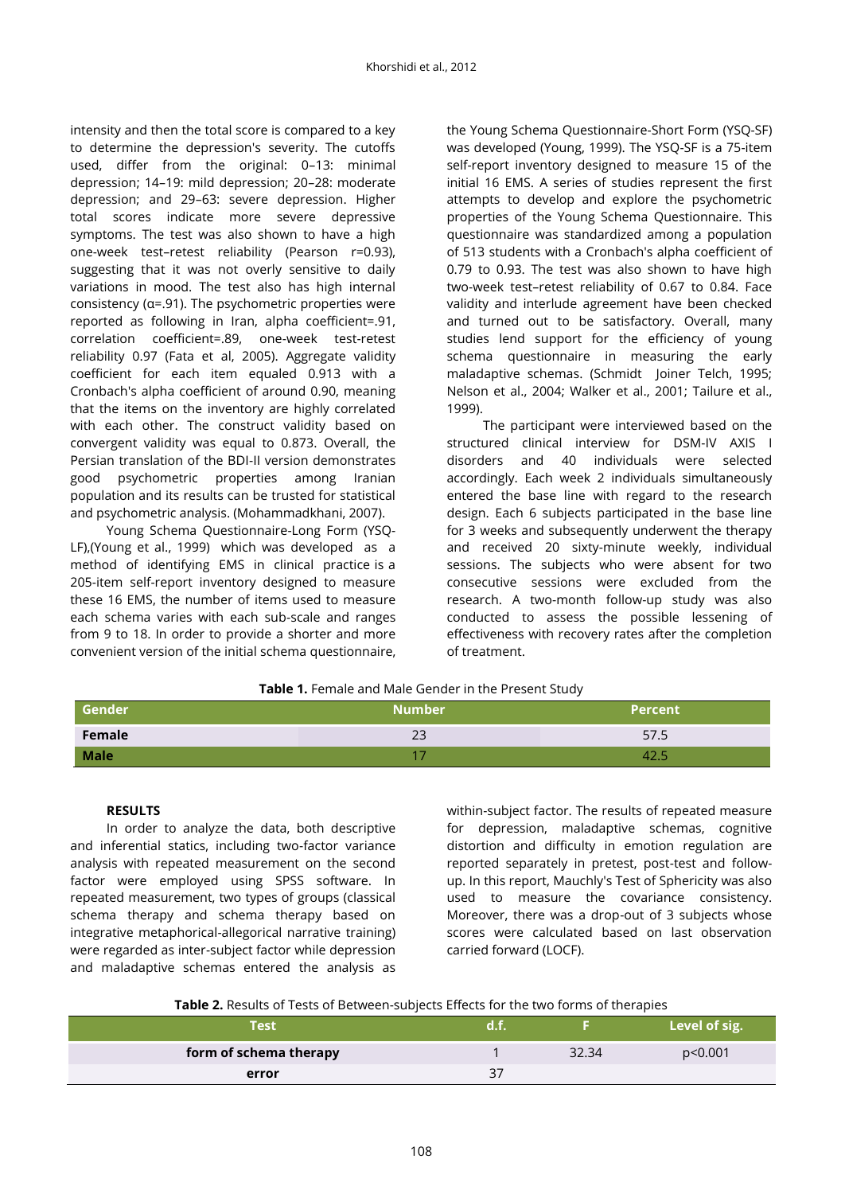intensity and then the total score is compared to a key to determine the depression's severity. The cutoffs used, differ from the original: 0–13: minimal depression; 14–19: mild depression; 20–28: moderate depression; and 29–63: severe depression. Higher total scores indicate more severe depressive symptoms. The test was also shown to have a high one-week test–retest reliability (Pearson r=0.93), suggesting that it was not overly sensitive to daily variations in mood. The test also has high internal consistency (α=.91). The psychometric properties were reported as following in Iran, alpha coefficient=.91, correlation coefficient=.89, one-week test-retest reliability 0.97 (Fata et al, 2005). Aggregate validity coefficient for each item equaled 0.913 with a Cronbach's alpha coefficient of around 0.90, meaning that the items on the inventory are highly correlated with each other. The construct validity based on convergent validity was equal to 0.873. Overall, the Persian translation of the BDI-II version demonstrates good psychometric properties among Iranian population and its results can be trusted for statistical and psychometric analysis. (Mohammadkhani, 2007).

Young Schema Questionnaire-Long Form (YSQ-LF),(Young et al., 1999) which was developed as a method of identifying EMS in clinical practice is a 205-item self-report inventory designed to measure these 16 EMS, the number of items used to measure each schema varies with each sub-scale and ranges from 9 to 18. In order to provide a shorter and more convenient version of the initial schema questionnaire, the Young Schema Questionnaire-Short Form (YSQ-SF) was developed (Young, 1999). The YSQ-SF is a 75-item self-report inventory designed to measure 15 of the initial 16 EMS. A series of studies represent the first attempts to develop and explore the psychometric properties of the Young Schema Questionnaire. This questionnaire was standardized among a population of 513 students with a Cronbach's alpha coefficient of 0.79 to 0.93. The test was also shown to have high two-week test–retest reliability of 0.67 to 0.84. Face validity and interlude agreement have been checked and turned out to be satisfactory. Overall, many studies lend support for the efficiency of young schema questionnaire in measuring the early maladaptive schemas. (Schmidt Joiner Telch, 1995; Nelson et al., 2004; Walker et al., 2001; Tailure et al., 1999).

The participant were interviewed based on the structured clinical interview for DSM-IV AXIS I disorders and 40 individuals were selected accordingly. Each week 2 individuals simultaneously entered the base line with regard to the research design. Each 6 subjects participated in the base line for 3 weeks and subsequently underwent the therapy and received 20 sixty-minute weekly, individual sessions. The subjects who were absent for two consecutive sessions were excluded from the research. A two-month follow-up study was also conducted to assess the possible lessening of effectiveness with recovery rates after the completion of treatment.

**Table 1.** Female and Male Gender in the Present Study

| Gender | Number | Percent |
|---|---|---|
| **Female** | 23 | 57.5 |
| **Male** | 17 | 42.5 |

#### RESULTS

In order to analyze the data, both descriptive and inferential statics, including two-factor variance analysis with repeated measurement on the second factor were employed using SPSS software. In repeated measurement, two types of groups (classical schema therapy and schema therapy based on integrative metaphorical-allegorical narrative training) were regarded as inter-subject factor while depression and maladaptive schemas entered the analysis as within-subject factor. The results of repeated measure for depression, maladaptive schemas, cognitive distortion and difficulty in emotion regulation are reported separately in pretest, post-test and follow-up. In this report, Mauchly's Test of Sphericity was also used to measure the covariance consistency. Moreover, there was a drop-out of 3 subjects whose scores were calculated based on last observation carried forward (LOCF).

**Table 2.** Results of Tests of Between-subjects Effects for the two forms of therapies

| Test | d.f. | F | Level of sig. |
|---|---|---|---|
| **form of schema therapy** | 1 | 32.34 | p<0.001 |
| **error** | 37 | | |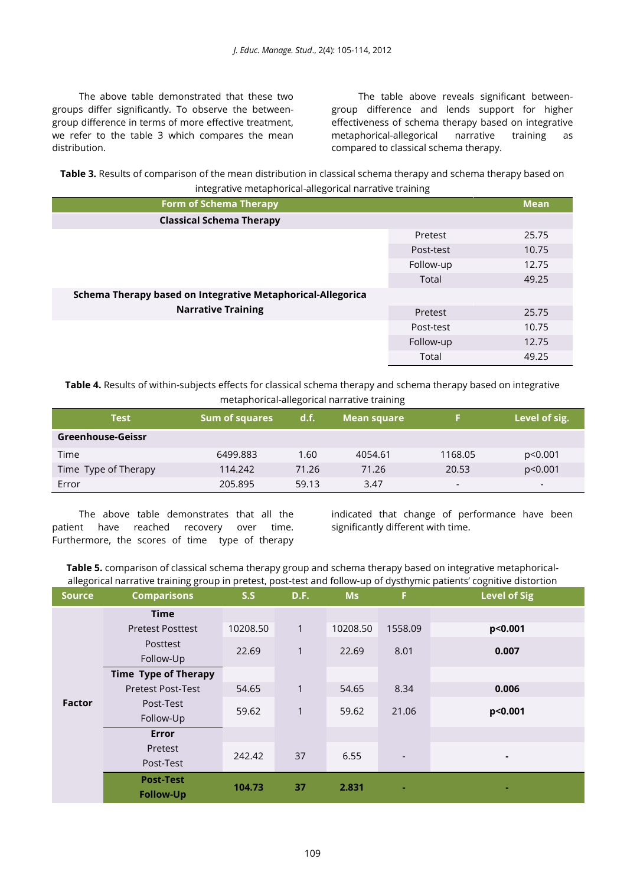The above table demonstrated that these two groups differ significantly. To observe the between-group difference in terms of more effective treatment, we refer to the table 3 which compares the mean distribution.

The table above reveals significant between-group difference and lends support for higher effectiveness of schema therapy based on integrative metaphorical-allegorical narrative training as compared to classical schema therapy.

**Table 3.** Results of comparison of the mean distribution in classical schema therapy and schema therapy based on integrative metaphorical-allegorical narrative training

| Form of Schema Therapy | | Mean |
|---|---|---|
| **Classical Schema Therapy** | | |
| | Pretest | 25.75 |
| | Post-test | 10.75 |
| | Follow-up | 12.75 |
| | Total | 49.25 |
| **Schema Therapy based on Integrative Metaphorical-Allegorica Narrative Training** | | |
| | Pretest | 25.75 |
| | Post-test | 10.75 |
| | Follow-up | 12.75 |
| | Total | 49.25 |

**Table 4.** Results of within-subjects effects for classical schema therapy and schema therapy based on integrative metaphorical-allegorical narrative training

| Test | Sum of squares | d.f. | Mean square | F | Level of sig. |
|---|---|---|---|---|---|
| **Greenhouse-Geissr** | | | | | |
| Time | 6499.883 | 1.60 | 4054.61 | 1168.05 | p<0.001 |
| Time Type of Therapy | 114.242 | 71.26 | 71.26 | 20.53 | p<0.001 |
| Error | 205.895 | 59.13 | 3.47 | - | - |

The above table demonstrates that all the patient have reached recovery over time. Furthermore, the scores of time type of therapy indicated that change of performance have been significantly different with time.

**Table 5.** comparison of classical schema therapy group and schema therapy based on integrative metaphorical-allegorical narrative training group in pretest, post-test and follow-up of dysthymic patients' cognitive distortion

| Source | Comparisons | S.S | D.F. | Ms | F | Level of Sig |
|---|---|---|---|---|---|---|
| **Factor** | **Time** | | | | | |
| | Pretest Posttest | 10208.50 | 1 | 10208.50 | 1558.09 | **p<0.001** |
| | Posttest Follow-Up | 22.69 | 1 | 22.69 | 8.01 | **0.007** |
| | **Time Type of Therapy** | | | | | |
| | Pretest Post-Test | 54.65 | 1 | 54.65 | 8.34 | **0.006** |
| | Post-Test Follow-Up | 59.62 | 1 | 59.62 | 21.06 | **p<0.001** |
| | **Error** | | | | | |
| | Pretest Post-Test | 242.42 | 37 | 6.55 | - | - |
| | **Post-Test Follow-Up** | **104.73** | **37** | **2.831** | - | - |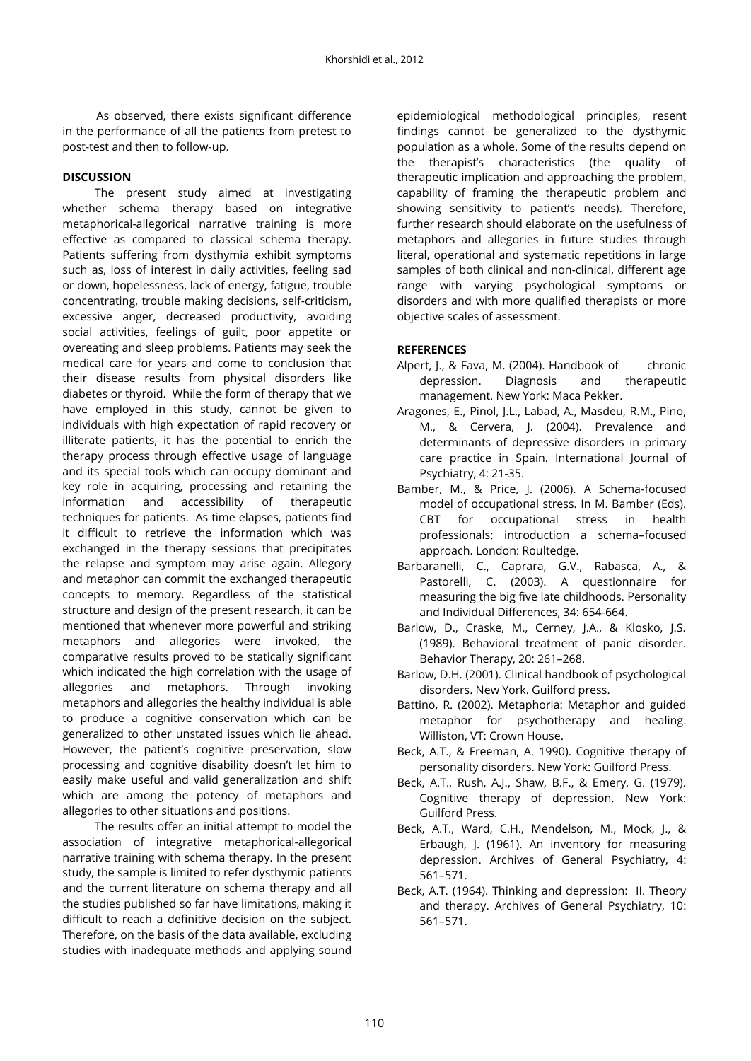As observed, there exists significant difference in the performance of all the patients from pretest to post-test and then to follow-up.

## DISCUSSION

The present study aimed at investigating whether schema therapy based on integrative metaphorical-allegorical narrative training is more effective as compared to classical schema therapy. Patients suffering from dysthymia exhibit symptoms such as, loss of interest in daily activities, feeling sad or down, hopelessness, lack of energy, fatigue, trouble concentrating, trouble making decisions, self-criticism, excessive anger, decreased productivity, avoiding social activities, feelings of guilt, poor appetite or overeating and sleep problems. Patients may seek the medical care for years and come to conclusion that their disease results from physical disorders like diabetes or thyroid. While the form of therapy that we have employed in this study, cannot be given to individuals with high expectation of rapid recovery or illiterate patients, it has the potential to enrich the therapy process through effective usage of language and its special tools which can occupy dominant and key role in acquiring, processing and retaining the information and accessibility of therapeutic techniques for patients. As time elapses, patients find it difficult to retrieve the information which was exchanged in the therapy sessions that precipitates the relapse and symptom may arise again. Allegory and metaphor can commit the exchanged therapeutic concepts to memory. Regardless of the statistical structure and design of the present research, it can be mentioned that whenever more powerful and striking metaphors and allegories were invoked, the comparative results proved to be statically significant which indicated the high correlation with the usage of allegories and metaphors. Through invoking metaphors and allegories the healthy individual is able to produce a cognitive conservation which can be generalized to other unstated issues which lie ahead. However, the patient's cognitive preservation, slow processing and cognitive disability doesn't let him to easily make useful and valid generalization and shift which are among the potency of metaphors and allegories to other situations and positions.

The results offer an initial attempt to model the association of integrative metaphorical-allegorical narrative training with schema therapy. In the present study, the sample is limited to refer dysthymic patients and the current literature on schema therapy and all the studies published so far have limitations, making it difficult to reach a definitive decision on the subject. Therefore, on the basis of the data available, excluding studies with inadequate methods and applying sound epidemiological methodological principles, resent findings cannot be generalized to the dysthymic population as a whole. Some of the results depend on the therapist's characteristics (the quality of therapeutic implication and approaching the problem, capability of framing the therapeutic problem and showing sensitivity to patient's needs). Therefore, further research should elaborate on the usefulness of metaphors and allegories in future studies through literal, operational and systematic repetitions in large samples of both clinical and non-clinical, different age range with varying psychological symptoms or disorders and with more qualified therapists or more objective scales of assessment.

## REFERENCES

Alpert, J., & Fava, M. (2004). Handbook of chronic depression. Diagnosis and therapeutic management. New York: Maca Pekker.

Aragones, E., Pinol, J.L., Labad, A., Masdeu, R.M., Pino, M., & Cervera, J. (2004). Prevalence and determinants of depressive disorders in primary care practice in Spain. International Journal of Psychiatry, 4: 21-35.

Bamber, M., & Price, J. (2006). A Schema-focused model of occupational stress. In M. Bamber (Eds). CBT for occupational stress in health professionals: introduction a schema–focused approach. London: Roultedge.

Barbaranelli, C., Caprara, G.V., Rabasca, A., & Pastorelli, C. (2003). A questionnaire for measuring the big five late childhoods. Personality and Individual Differences, 34: 654-664.

Barlow, D., Craske, M., Cerney, J.A., & Klosko, J.S. (1989). Behavioral treatment of panic disorder. Behavior Therapy, 20: 261–268.

Barlow, D.H. (2001). Clinical handbook of psychological disorders. New York. Guilford press.

Battino, R. (2002). Metaphoria: Metaphor and guided metaphor for psychotherapy and healing. Williston, VT: Crown House.

Beck, A.T., & Freeman, A. 1990). Cognitive therapy of personality disorders. New York: Guilford Press.

Beck, A.T., Rush, A.J., Shaw, B.F., & Emery, G. (1979). Cognitive therapy of depression. New York: Guilford Press.

Beck, A.T., Ward, C.H., Mendelson, M., Mock, J., & Erbaugh, J. (1961). An inventory for measuring depression. Archives of General Psychiatry, 4: 561–571.

Beck, A.T. (1964). Thinking and depression: II. Theory and therapy. Archives of General Psychiatry, 10: 561–571.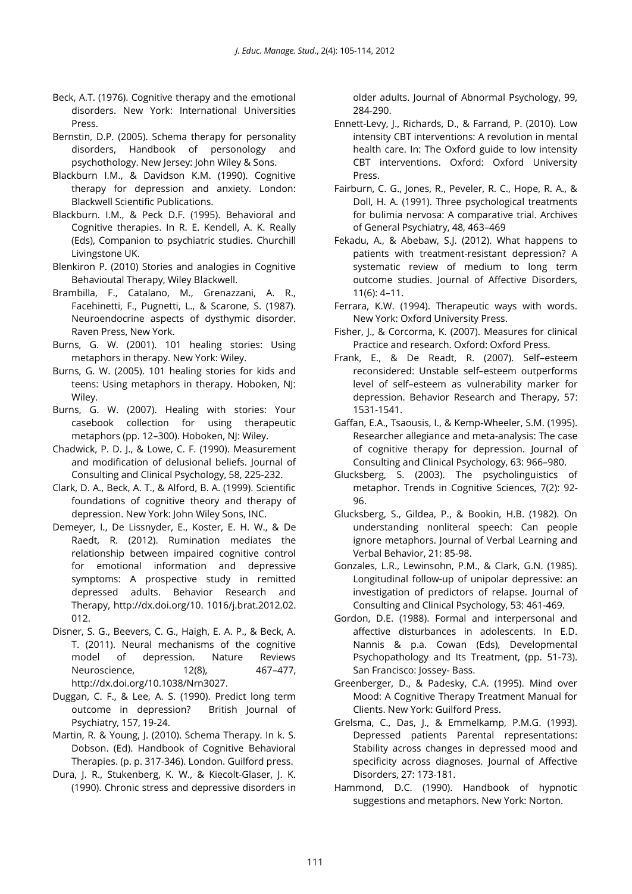Beck, A.T. (1976). Cognitive therapy and the emotional disorders. New York: International Universities Press.

Bernstin, D.P. (2005). Schema therapy for personality disorders, Handbook of personology and psychothology. New Jersey: John Wiley & Sons.

Blackburn I.M., & Davidson K.M. (1990). Cognitive therapy for depression and anxiety. London: Blackwell Scientific Publications.

Blackburn. I.M., & Peck D.F. (1995). Behavioral and Cognitive therapies. In R. E. Kendell, A. K. Really (Eds), Companion to psychiatric studies. Churchill Livingstone UK.

Blenkiron P. (2010) Stories and analogies in Cognitive Behavioutal Therapy, Wiley Blackwell.

Brambilla, F., Catalano, M., Grenazzani, A. R., Facehinetti, F., Pugnetti, L., & Scarone, S. (1987). Neuroendocrine aspects of dysthymic disorder. Raven Press, New York.

Burns, G. W. (2001). 101 healing stories: Using metaphors in therapy. New York: Wiley.

Burns, G. W. (2005). 101 healing stories for kids and teens: Using metaphors in therapy. Hoboken, NJ: Wiley.

Burns, G. W. (2007). Healing with stories: Your casebook collection for using therapeutic metaphors (pp. 12–300). Hoboken, NJ: Wiley.

Chadwick, P. D. J., & Lowe, C. F. (1990). Measurement and modification of delusional beliefs. Journal of Consulting and Clinical Psychology, 58, 225-232.

Clark, D. A., Beck, A. T., & Alford, B. A. (1999). Scientific foundations of cognitive theory and therapy of depression. New York: John Wiley Sons, INC.

Demeyer, I., De Lissnyder, E., Koster, E. H. W., & De Raedt, R. (2012). Rumination mediates the relationship between impaired cognitive control for emotional information and depressive symptoms: A prospective study in remitted depressed adults. Behavior Research and Therapy, http://dx.doi.org/10. 1016/j.brat.2012.02. 012.

Disner, S. G., Beevers, C. G., Haigh, E. A. P., & Beck, A. T. (2011). Neural mechanisms of the cognitive model of depression. Nature Reviews Neuroscience, 12(8), 467–477, http://dx.doi.org/10.1038/Nrn3027.

Duggan, C. F., & Lee, A. S. (1990). Predict long term outcome in depression? British Journal of Psychiatry, 157, 19-24.

Martin, R. & Young, J. (2010). Schema Therapy. In k. S. Dobson. (Ed). Handbook of Cognitive Behavioral Therapies. (p. p. 317-346). London. Guilford press.

Dura, J. R., Stukenberg, K. W., & Kiecolt-Glaser, J. K. (1990). Chronic stress and depressive disorders in older adults. Journal of Abnormal Psychology, 99, 284-290.

Ennett-Levy, J., Richards, D., & Farrand, P. (2010). Low intensity CBT interventions: A revolution in mental health care. In: The Oxford guide to low intensity CBT interventions. Oxford: Oxford University Press.

Fairburn, C. G., Jones, R., Peveler, R. C., Hope, R. A., & Doll, H. A. (1991). Three psychological treatments for bulimia nervosa: A comparative trial. Archives of General Psychiatry, 48, 463–469

Fekadu, A., & Abebaw, S.J. (2012). What happens to patients with treatment-resistant depression? A systematic review of medium to long term outcome studies. Journal of Affective Disorders, 11(6): 4–11.

Ferrara, K.W. (1994). Therapeutic ways with words. New York: Oxford University Press.

Fisher, J., & Corcorma, K. (2007). Measures for clinical Practice and research. Oxford: Oxford Press.

Frank, E., & De Readt, R. (2007). Self–esteem reconsidered: Unstable self–esteem outperforms level of self–esteem as vulnerability marker for depression. Behavior Research and Therapy, 57: 1531-1541.

Gaffan, E.A., Tsaousis, I., & Kemp-Wheeler, S.M. (1995). Researcher allegiance and meta-analysis: The case of cognitive therapy for depression. Journal of Consulting and Clinical Psychology, 63: 966–980.

Glucksberg, S. (2003). The psycholinguistics of metaphor. Trends in Cognitive Sciences, 7(2): 92-96.

Glucksberg, S., Gildea, P., & Bookin, H.B. (1982). On understanding nonliteral speech: Can people ignore metaphors. Journal of Verbal Learning and Verbal Behavior, 21: 85-98.

Gonzales, L.R., Lewinsohn, P.M., & Clark, G.N. (1985). Longitudinal follow-up of unipolar depressive: an investigation of predictors of relapse. Journal of Consulting and Clinical Psychology, 53: 461-469.

Gordon, D.E. (1988). Formal and interpersonal and affective disturbances in adolescents. In E.D. Nannis & p.a. Cowan (Eds), Developmental Psychopathology and Its Treatment, (pp. 51-73). San Francisco: Jossey- Bass.

Greenberger, D., & Padesky, C.A. (1995). Mind over Mood: A Cognitive Therapy Treatment Manual for Clients. New York: Guilford Press.

Grelsma, C., Das, J., & Emmelkamp, P.M.G. (1993). Depressed patients Parental representations: Stability across changes in depressed mood and specificity across diagnoses. Journal of Affective Disorders, 27: 173-181.

Hammond, D.C. (1990). Handbook of hypnotic suggestions and metaphors. New York: Norton.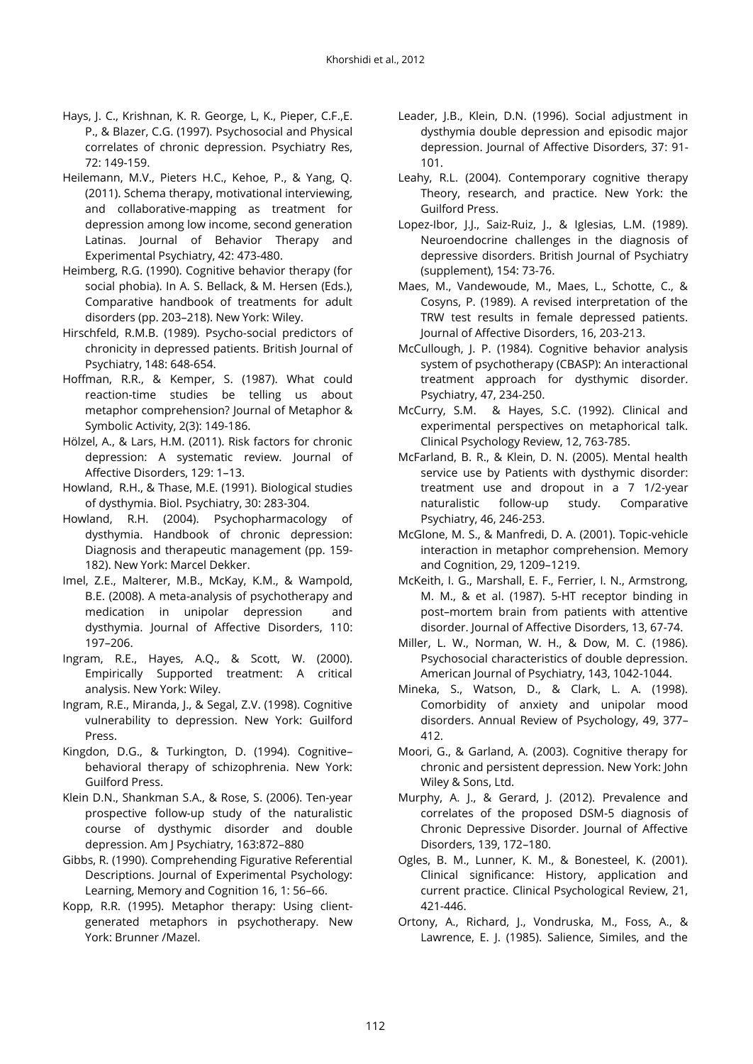Hays, J. C., Krishnan, K. R. George, L, K., Pieper, C.F.,E. P., & Blazer, C.G. (1997). Psychosocial and Physical correlates of chronic depression. Psychiatry Res, 72: 149-159.

Heilemann, M.V., Pieters H.C., Kehoe, P., & Yang, Q. (2011). Schema therapy, motivational interviewing, and collaborative-mapping as treatment for depression among low income, second generation Latinas. Journal of Behavior Therapy and Experimental Psychiatry, 42: 473-480.

Heimberg, R.G. (1990). Cognitive behavior therapy (for social phobia). In A. S. Bellack, & M. Hersen (Eds.), Comparative handbook of treatments for adult disorders (pp. 203–218). New York: Wiley.

Hirschfeld, R.M.B. (1989). Psycho-social predictors of chronicity in depressed patients. British Journal of Psychiatry, 148: 648-654.

Hoffman, R.R., & Kemper, S. (1987). What could reaction-time studies be telling us about metaphor comprehension? Journal of Metaphor & Symbolic Activity, 2(3): 149-186.

Hölzel, A., & Lars, H.M. (2011). Risk factors for chronic depression: A systematic review. Journal of Affective Disorders, 129: 1–13.

Howland, R.H., & Thase, M.E. (1991). Biological studies of dysthymia. Biol. Psychiatry, 30: 283-304.

Howland, R.H. (2004). Psychopharmacology of dysthymia. Handbook of chronic depression: Diagnosis and therapeutic management (pp. 159-182). New York: Marcel Dekker.

Imel, Z.E., Malterer, M.B., McKay, K.M., & Wampold, B.E. (2008). A meta-analysis of psychotherapy and medication in unipolar depression and dysthymia. Journal of Affective Disorders, 110: 197–206.

Ingram, R.E., Hayes, A.Q., & Scott, W. (2000). Empirically Supported treatment: A critical analysis. New York: Wiley.

Ingram, R.E., Miranda, J., & Segal, Z.V. (1998). Cognitive vulnerability to depression. New York: Guilford Press.

Kingdon, D.G., & Turkington, D. (1994). Cognitive–behavioral therapy of schizophrenia. New York: Guilford Press.

Klein D.N., Shankman S.A., & Rose, S. (2006). Ten-year prospective follow-up study of the naturalistic course of dysthymic disorder and double depression. Am J Psychiatry, 163:872–880

Gibbs, R. (1990). Comprehending Figurative Referential Descriptions. Journal of Experimental Psychology: Learning, Memory and Cognition 16, 1: 56–66.

Kopp, R.R. (1995). Metaphor therapy: Using client-generated metaphors in psychotherapy. New York: Brunner /Mazel.

Leader, J.B., Klein, D.N. (1996). Social adjustment in dysthymia double depression and episodic major depression. Journal of Affective Disorders, 37: 91-101.

Leahy, R.L. (2004). Contemporary cognitive therapy Theory, research, and practice. New York: the Guilford Press.

Lopez-Ibor, J.J., Saiz-Ruiz, J., & Iglesias, L.M. (1989). Neuroendocrine challenges in the diagnosis of depressive disorders. British Journal of Psychiatry (supplement), 154: 73-76.

Maes, M., Vandewoude, M., Maes, L., Schotte, C., & Cosyns, P. (1989). A revised interpretation of the TRW test results in female depressed patients. Journal of Affective Disorders, 16, 203-213.

McCullough, J. P. (1984). Cognitive behavior analysis system of psychotherapy (CBASP): An interactional treatment approach for dysthymic disorder. Psychiatry, 47, 234-250.

McCurry, S.M. & Hayes, S.C. (1992). Clinical and experimental perspectives on metaphorical talk. Clinical Psychology Review, 12, 763-785.

McFarland, B. R., & Klein, D. N. (2005). Mental health service use by Patients with dysthymic disorder: treatment use and dropout in a 7 1/2-year naturalistic follow-up study. Comparative Psychiatry, 46, 246-253.

McGlone, M. S., & Manfredi, D. A. (2001). Topic-vehicle interaction in metaphor comprehension. Memory and Cognition, 29, 1209–1219.

McKeith, I. G., Marshall, E. F., Ferrier, I. N., Armstrong, M. M., & et al. (1987). 5-HT receptor binding in post–mortem brain from patients with attentive disorder. Journal of Affective Disorders, 13, 67-74.

Miller, L. W., Norman, W. H., & Dow, M. C. (1986). Psychosocial characteristics of double depression. American Journal of Psychiatry, 143, 1042-1044.

Mineka, S., Watson, D., & Clark, L. A. (1998). Comorbidity of anxiety and unipolar mood disorders. Annual Review of Psychology, 49, 377–412.

Moori, G., & Garland, A. (2003). Cognitive therapy for chronic and persistent depression. New York: John Wiley & Sons, Ltd.

Murphy, A. J., & Gerard, J. (2012). Prevalence and correlates of the proposed DSM-5 diagnosis of Chronic Depressive Disorder. Journal of Affective Disorders, 139, 172–180.

Ogles, B. M., Lunner, K. M., & Bonesteel, K. (2001). Clinical significance: History, application and current practice. Clinical Psychological Review, 21, 421-446.

Ortony, A., Richard, J., Vondruska, M., Foss, A., & Lawrence, E. J. (1985). Salience, Similes, and the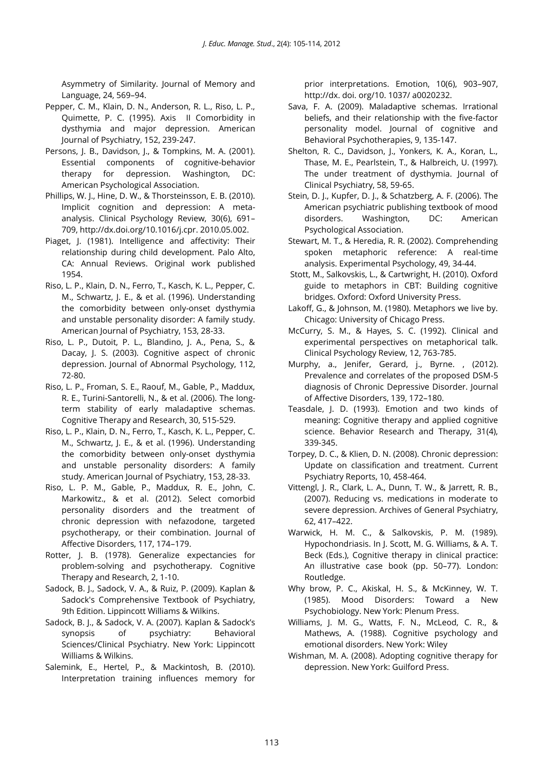Asymmetry of Similarity. Journal of Memory and Language, 24, 569–94.

Pepper, C. M., Klain, D. N., Anderson, R. L., Riso, L. P., Quimette, P. C. (1995). Axis II Comorbidity in dysthymia and major depression. American Journal of Psychiatry, 152, 239-247.

Persons, J. B., Davidson, J., & Tompkins, M. A. (2001). Essential components of cognitive-behavior therapy for depression. Washington, DC: American Psychological Association.

Phillips, W. J., Hine, D. W., & Thorsteinsson, E. B. (2010). Implicit cognition and depression: A meta-analysis. Clinical Psychology Review, 30(6), 691–709, http://dx.doi.org/10.1016/j.cpr. 2010.05.002.

Piaget, J. (1981). Intelligence and affectivity: Their relationship during child development. Palo Alto, CA: Annual Reviews. Original work published 1954.

Riso, L. P., Klain, D. N., Ferro, T., Kasch, K. L., Pepper, C. M., Schwartz, J. E., & et al. (1996). Understanding the comorbidity between only-onset dysthymia and unstable personality disorder: A family study. American Journal of Psychiatry, 153, 28-33.

Riso, L. P., Dutoit, P. L., Blandino, J. A., Pena, S., & Dacay, J. S. (2003). Cognitive aspect of chronic depression. Journal of Abnormal Psychology, 112, 72-80.

Riso, L. P., Froman, S. E., Raouf, M., Gable, P., Maddux, R. E., Turini-Santorelli, N., & et al. (2006). The long-term stability of early maladaptive schemas. Cognitive Therapy and Research, 30, 515-529.

Riso, L. P., Klain, D. N., Ferro, T., Kasch, K. L., Pepper, C. M., Schwartz, J. E., & et al. (1996). Understanding the comorbidity between only-onset dysthymia and unstable personality disorders: A family study. American Journal of Psychiatry, 153, 28-33.

Riso, L. P. M., Gable, P., Maddux, R. E., John, C. Markowitz., & et al. (2012). Select comorbid personality disorders and the treatment of chronic depression with nefazodone, targeted psychotherapy, or their combination. Journal of Affective Disorders, 117, 174–179.

Rotter, J. B. (1978). Generalize expectancies for problem-solving and psychotherapy. Cognitive Therapy and Research, 2, 1-10.

Sadock, B. J., Sadock, V. A., & Ruiz, P. (2009). Kaplan & Sadock's Comprehensive Textbook of Psychiatry, 9th Edition. Lippincott Williams & Wilkins.

Sadock, B. J., & Sadock, V. A. (2007). Kaplan & Sadock's synopsis of psychiatry: Behavioral Sciences/Clinical Psychiatry. New York: Lippincott Williams & Wilkins.

Salemink, E., Hertel, P., & Mackintosh, B. (2010). Interpretation training influences memory for prior interpretations. Emotion, 10(6), 903–907, http://dx. doi. org/10. 1037/ a0020232.

Sava, F. A. (2009). Maladaptive schemas. Irrational beliefs, and their relationship with the five-factor personality model. Journal of cognitive and Behavioral Psychotherapies, 9, 135-147.

Shelton, R. C., Davidson, J., Yonkers, K. A., Koran, L., Thase, M. E., Pearlstein, T., & Halbreich, U. (1997). The under treatment of dysthymia. Journal of Clinical Psychiatry, 58, 59-65.

Stein, D. J., Kupfer, D. J., & Schatzberg, A. F. (2006). The American psychiatric publishing textbook of mood disorders. Washington, DC: American Psychological Association.

Stewart, M. T., & Heredia, R. R. (2002). Comprehending spoken metaphoric reference: A real-time analysis. Experimental Psychology, 49, 34-44.

Stott, M., Salkovskis, L., & Cartwright, H. (2010). Oxford guide to metaphors in CBT: Building cognitive bridges. Oxford: Oxford University Press.

Lakoff, G., & Johnson, M. (1980). Metaphors we live by. Chicago: University of Chicago Press.

McCurry, S. M., & Hayes, S. C. (1992). Clinical and experimental perspectives on metaphorical talk. Clinical Psychology Review, 12, 763-785.

Murphy, a., Jenifer, Gerard, j., Byrne. , (2012). Prevalence and correlates of the proposed DSM-5 diagnosis of Chronic Depressive Disorder. Journal of Affective Disorders, 139, 172–180.

Teasdale, J. D. (1993). Emotion and two kinds of meaning: Cognitive therapy and applied cognitive science. Behavior Research and Therapy, 31(4), 339-345.

Torpey, D. C., & Klien, D. N. (2008). Chronic depression: Update on classification and treatment. Current Psychiatry Reports, 10, 458-464.

Vittengl, J. R., Clark, L. A., Dunn, T. W., & Jarrett, R. B., (2007). Reducing vs. medications in moderate to severe depression. Archives of General Psychiatry, 62, 417–422.

Warwick, H. M. C., & Salkovskis, P. M. (1989). Hypochondriasis. In J. Scott, M. G. Williams, & A. T. Beck (Eds.), Cognitive therapy in clinical practice: An illustrative case book (pp. 50–77). London: Routledge.

Why brow, P. C., Akiskal, H. S., & McKinney, W. T. (1985). Mood Disorders: Toward a New Psychobiology. New York: Plenum Press.

Williams, J. M. G., Watts, F. N., McLeod, C. R., & Mathews, A. (1988). Cognitive psychology and emotional disorders. New York: Wiley

Wishman, M. A. (2008). Adopting cognitive therapy for depression. New York: Guilford Press.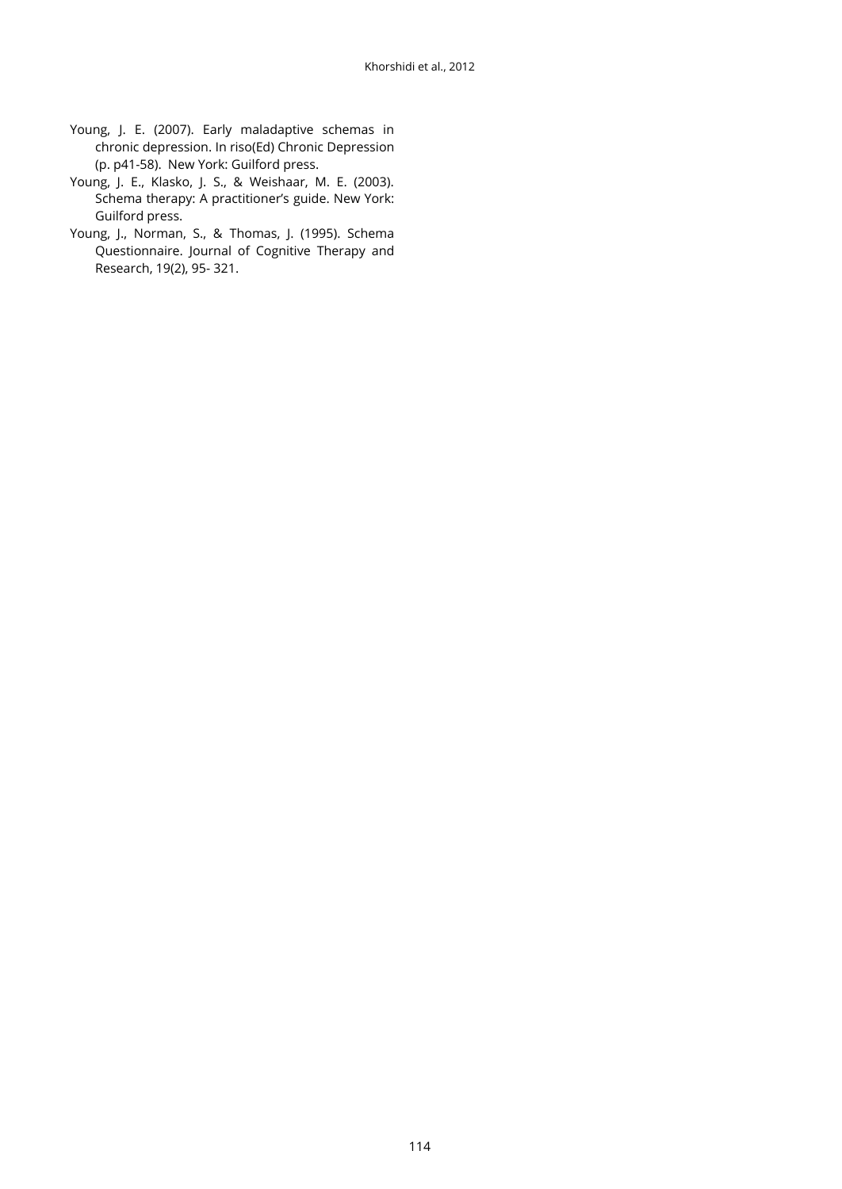Young, J. E. (2007). Early maladaptive schemas in chronic depression. In riso(Ed) Chronic Depression (p. p41-58). New York: Guilford press.

Young, J. E., Klasko, J. S., & Weishaar, M. E. (2003). Schema therapy: A practitioner's guide. New York: Guilford press.

Young, J., Norman, S., & Thomas, J. (1995). Schema Questionnaire. Journal of Cognitive Therapy and Research, 19(2), 95- 321.